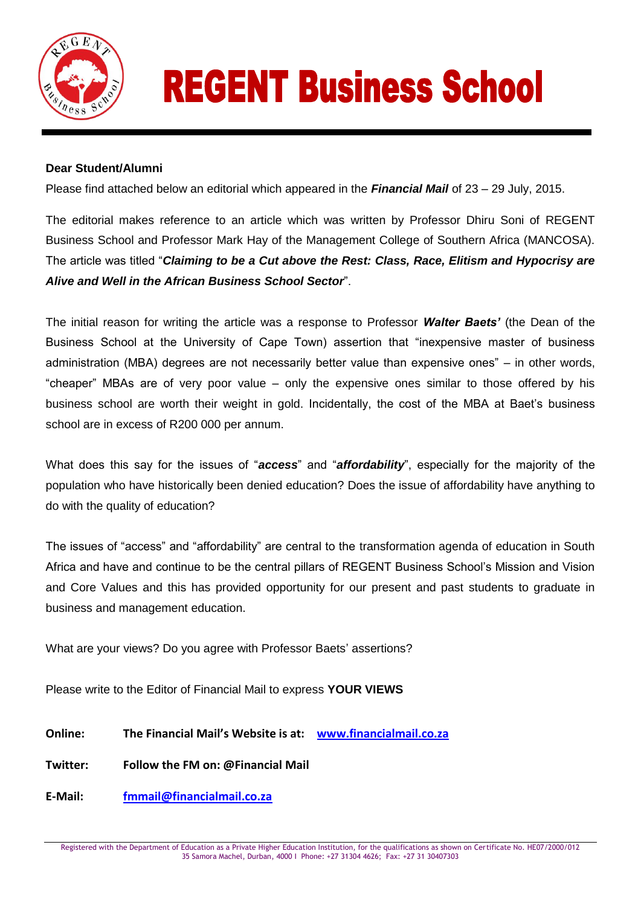# REGENT Business School

**Dear Student/Alumni**

Please find attached below an editorial which appeared in the ***Financial Mail*** of 23 – 29 July, 2015.

The editorial makes reference to an article which was written by Professor Dhiru Soni of REGENT Business School and Professor Mark Hay of the Management College of Southern Africa (MANCOSA). The article was titled "***Claiming to be a Cut above the Rest: Class, Race, Elitism and Hypocrisy are Alive and Well in the African Business School Sector***".

The initial reason for writing the article was a response to Professor ***Walter Baets'*** (the Dean of the Business School at the University of Cape Town) assertion that "inexpensive master of business administration (MBA) degrees are not necessarily better value than expensive ones" – in other words, "cheaper" MBAs are of very poor value – only the expensive ones similar to those offered by his business school are worth their weight in gold. Incidentally, the cost of the MBA at Baet's business school are in excess of R200 000 per annum.

What does this say for the issues of "***access***" and "***affordability***", especially for the majority of the population who have historically been denied education? Does the issue of affordability have anything to do with the quality of education?

The issues of "access" and "affordability" are central to the transformation agenda of education in South Africa and have and continue to be the central pillars of REGENT Business School's Mission and Vision and Core Values and this has provided opportunity for our present and past students to graduate in business and management education.

What are your views? Do you agree with Professor Baets' assertions?

Please write to the Editor of Financial Mail to express **YOUR VIEWS**

**Online:** **The Financial Mail's Website is at:** **www.financialmail.co.za**

**Twitter:** **Follow the FM on: @Financial Mail**

**E-Mail:** **fmmail@financialmail.co.za**

Registered with the Department of Education as a Private Higher Education Institution, for the qualifications as shown on Certificate No. HE07/2000/012
35 Samora Machel, Durban, 4000 I Phone: +27 31304 4626; Fax: +27 31 30407303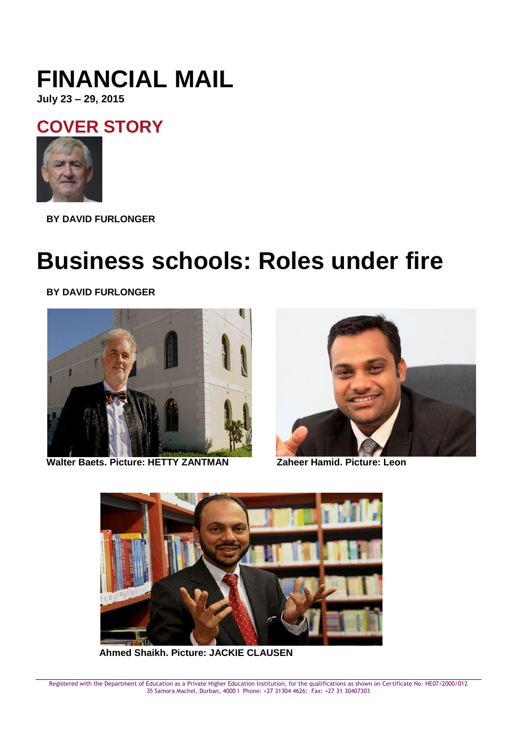# FINANCIAL MAIL

**July 23 – 29, 2015**

## COVER STORY

**BY DAVID FURLONGER**

# Business schools: Roles under fire

**BY DAVID FURLONGER**

**Walter Baets. Picture: HETTY ZANTMAN**

**Zaheer Hamid. Picture: Leon**

**Ahmed Shaikh. Picture: JACKIE CLAUSEN**

Registered with the Department of Education as a Private Higher Education Institution, for the qualifications as shown on Certificate No. HE07/2000/012
35 Samora Machel, Durban, 4000 I Phone: +27 31304 4626; Fax: +27 31 30407303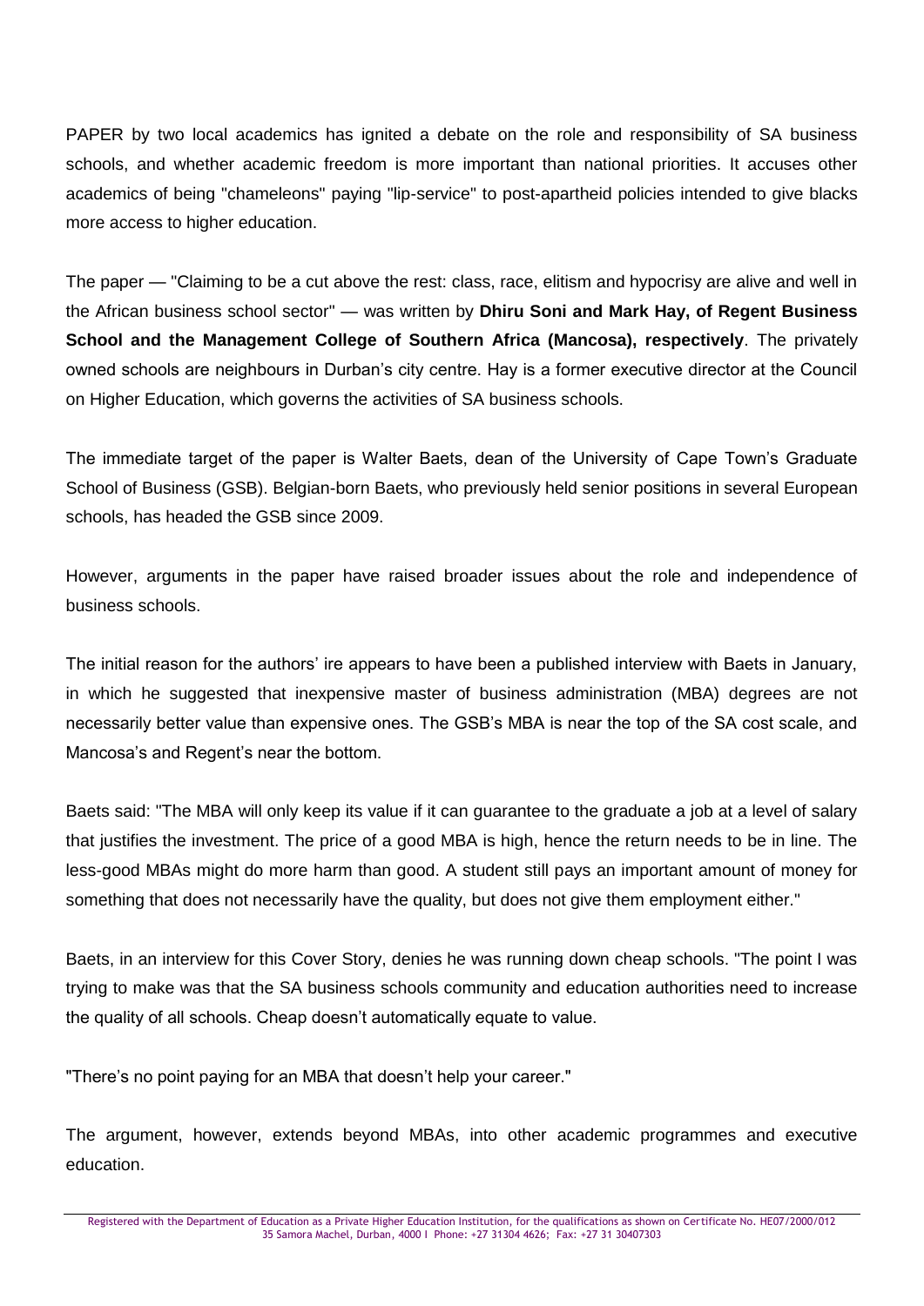PAPER by two local academics has ignited a debate on the role and responsibility of SA business schools, and whether academic freedom is more important than national priorities. It accuses other academics of being "chameleons" paying "lip-service" to post-apartheid policies intended to give blacks more access to higher education.

The paper — "Claiming to be a cut above the rest: class, race, elitism and hypocrisy are alive and well in the African business school sector" — was written by **Dhiru Soni and Mark Hay, of Regent Business School and the Management College of Southern Africa (Mancosa), respectively**. The privately owned schools are neighbours in Durban's city centre. Hay is a former executive director at the Council on Higher Education, which governs the activities of SA business schools.

The immediate target of the paper is Walter Baets, dean of the University of Cape Town's Graduate School of Business (GSB). Belgian-born Baets, who previously held senior positions in several European schools, has headed the GSB since 2009.

However, arguments in the paper have raised broader issues about the role and independence of business schools.

The initial reason for the authors' ire appears to have been a published interview with Baets in January, in which he suggested that inexpensive master of business administration (MBA) degrees are not necessarily better value than expensive ones. The GSB's MBA is near the top of the SA cost scale, and Mancosa's and Regent's near the bottom.

Baets said: "The MBA will only keep its value if it can guarantee to the graduate a job at a level of salary that justifies the investment. The price of a good MBA is high, hence the return needs to be in line. The less-good MBAs might do more harm than good. A student still pays an important amount of money for something that does not necessarily have the quality, but does not give them employment either."

Baets, in an interview for this Cover Story, denies he was running down cheap schools. "The point I was trying to make was that the SA business schools community and education authorities need to increase the quality of all schools. Cheap doesn't automatically equate to value.

"There's no point paying for an MBA that doesn't help your career."

The argument, however, extends beyond MBAs, into other academic programmes and executive education.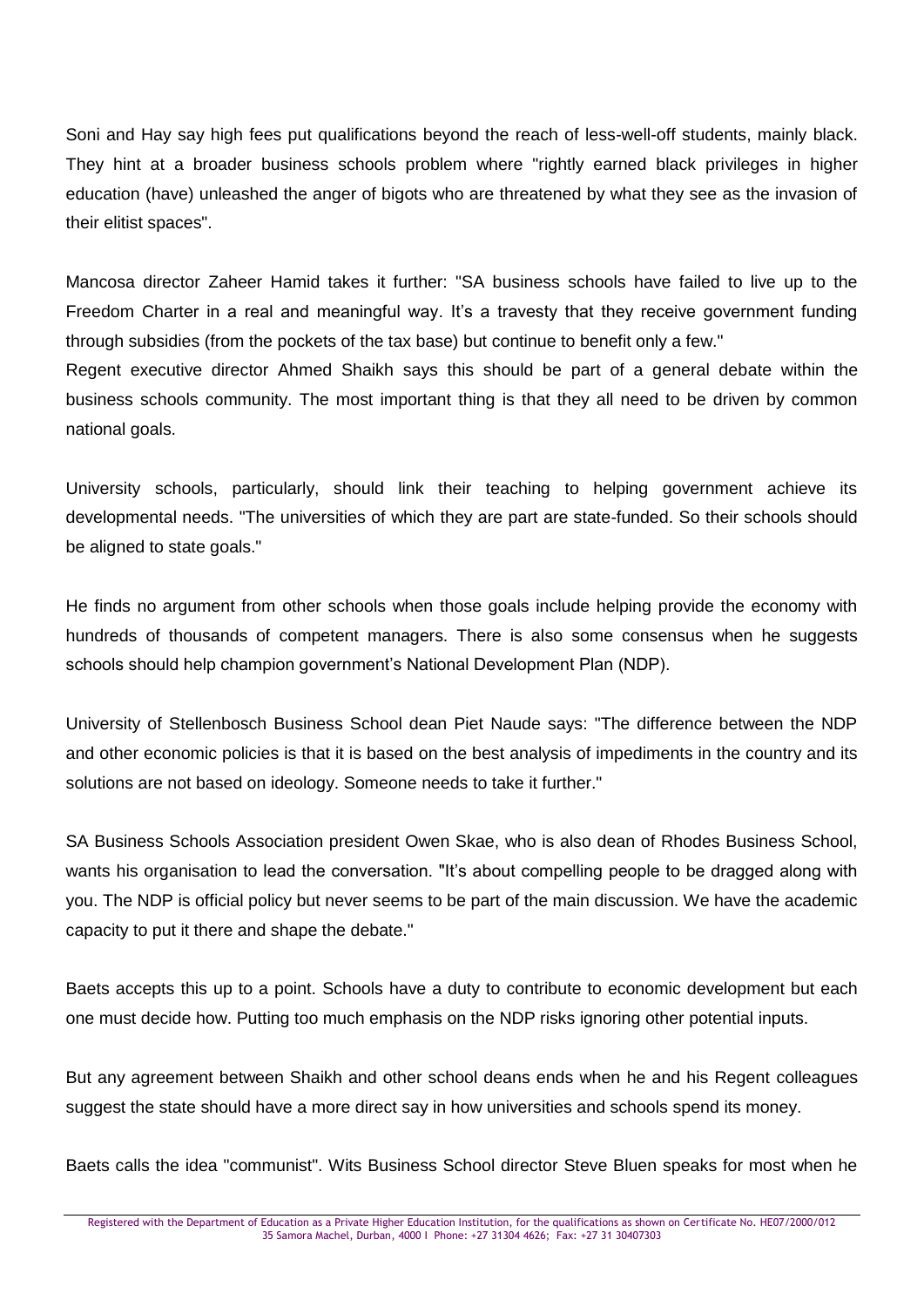Soni and Hay say high fees put qualifications beyond the reach of less-well-off students, mainly black. They hint at a broader business schools problem where "rightly earned black privileges in higher education (have) unleashed the anger of bigots who are threatened by what they see as the invasion of their elitist spaces".

Mancosa director Zaheer Hamid takes it further: "SA business schools have failed to live up to the Freedom Charter in a real and meaningful way. It's a travesty that they receive government funding through subsidies (from the pockets of the tax base) but continue to benefit only a few."
Regent executive director Ahmed Shaikh says this should be part of a general debate within the business schools community. The most important thing is that they all need to be driven by common national goals.

University schools, particularly, should link their teaching to helping government achieve its developmental needs. "The universities of which they are part are state-funded. So their schools should be aligned to state goals."

He finds no argument from other schools when those goals include helping provide the economy with hundreds of thousands of competent managers. There is also some consensus when he suggests schools should help champion government's National Development Plan (NDP).

University of Stellenbosch Business School dean Piet Naude says: "The difference between the NDP and other economic policies is that it is based on the best analysis of impediments in the country and its solutions are not based on ideology. Someone needs to take it further."

SA Business Schools Association president Owen Skae, who is also dean of Rhodes Business School, wants his organisation to lead the conversation. "It's about compelling people to be dragged along with you. The NDP is official policy but never seems to be part of the main discussion. We have the academic capacity to put it there and shape the debate."

Baets accepts this up to a point. Schools have a duty to contribute to economic development but each one must decide how. Putting too much emphasis on the NDP risks ignoring other potential inputs.

But any agreement between Shaikh and other school deans ends when he and his Regent colleagues suggest the state should have a more direct say in how universities and schools spend its money.

Baets calls the idea "communist". Wits Business School director Steve Bluen speaks for most when he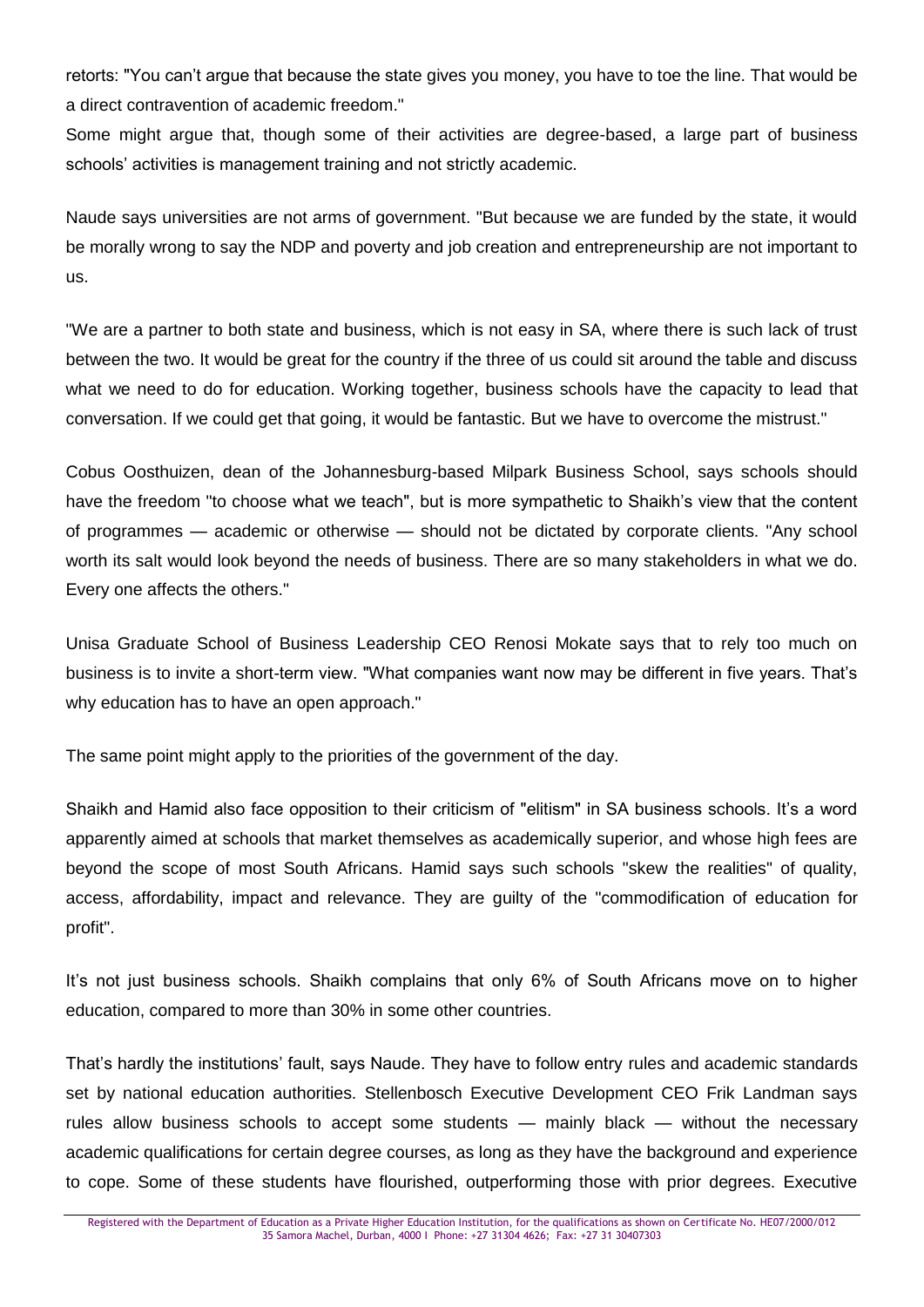retorts: "You can't argue that because the state gives you money, you have to toe the line. That would be a direct contravention of academic freedom."

Some might argue that, though some of their activities are degree-based, a large part of business schools' activities is management training and not strictly academic.

Naude says universities are not arms of government. "But because we are funded by the state, it would be morally wrong to say the NDP and poverty and job creation and entrepreneurship are not important to us.

"We are a partner to both state and business, which is not easy in SA, where there is such lack of trust between the two. It would be great for the country if the three of us could sit around the table and discuss what we need to do for education. Working together, business schools have the capacity to lead that conversation. If we could get that going, it would be fantastic. But we have to overcome the mistrust."

Cobus Oosthuizen, dean of the Johannesburg-based Milpark Business School, says schools should have the freedom "to choose what we teach", but is more sympathetic to Shaikh's view that the content of programmes — academic or otherwise — should not be dictated by corporate clients. "Any school worth its salt would look beyond the needs of business. There are so many stakeholders in what we do. Every one affects the others."

Unisa Graduate School of Business Leadership CEO Renosi Mokate says that to rely too much on business is to invite a short-term view. "What companies want now may be different in five years. That's why education has to have an open approach."

The same point might apply to the priorities of the government of the day.

Shaikh and Hamid also face opposition to their criticism of "elitism" in SA business schools. It's a word apparently aimed at schools that market themselves as academically superior, and whose high fees are beyond the scope of most South Africans. Hamid says such schools "skew the realities" of quality, access, affordability, impact and relevance. They are guilty of the "commodification of education for profit".

It's not just business schools. Shaikh complains that only 6% of South Africans move on to higher education, compared to more than 30% in some other countries.

That's hardly the institutions' fault, says Naude. They have to follow entry rules and academic standards set by national education authorities. Stellenbosch Executive Development CEO Frik Landman says rules allow business schools to accept some students — mainly black — without the necessary academic qualifications for certain degree courses, as long as they have the background and experience to cope. Some of these students have flourished, outperforming those with prior degrees. Executive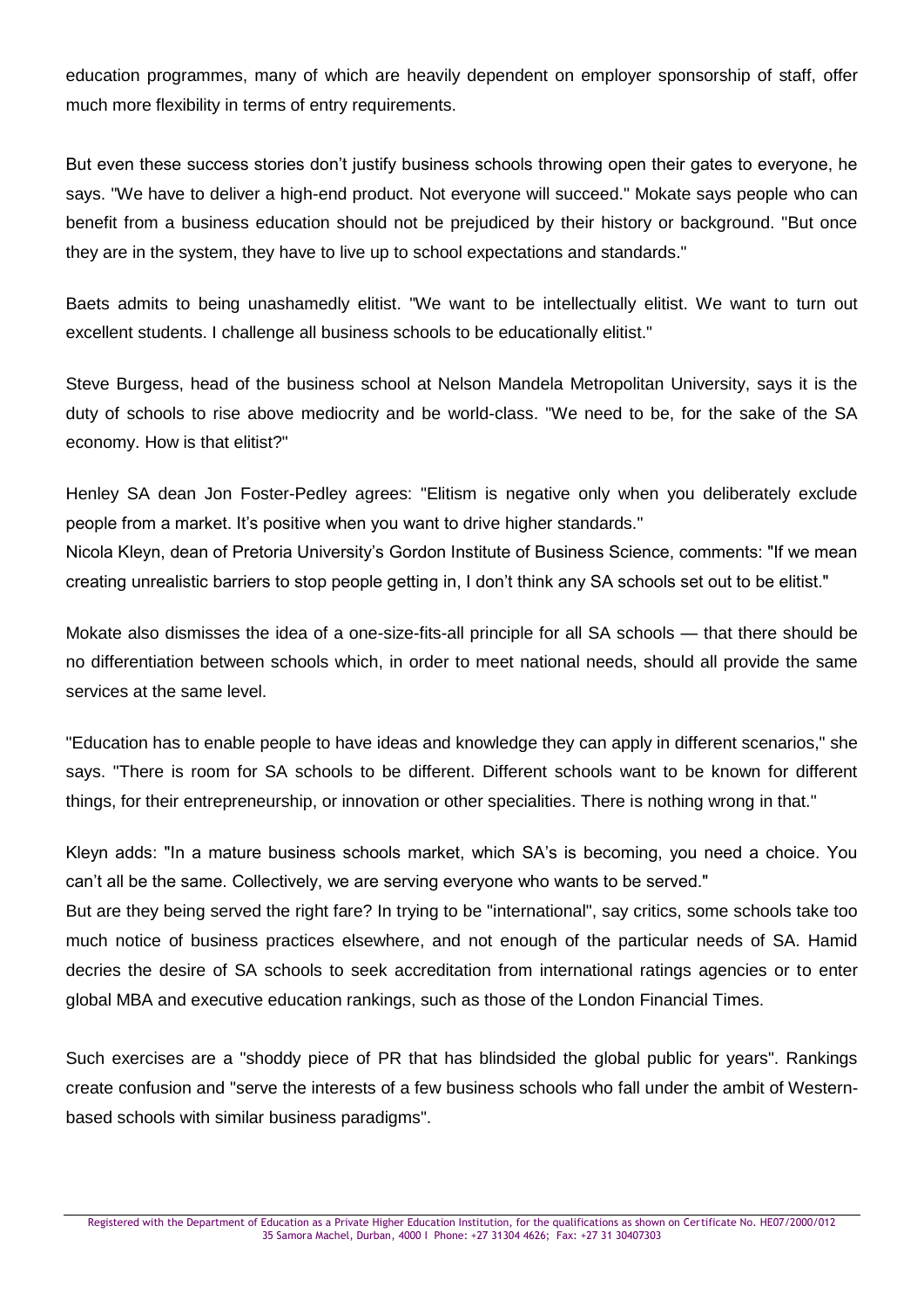education programmes, many of which are heavily dependent on employer sponsorship of staff, offer much more flexibility in terms of entry requirements.

But even these success stories don't justify business schools throwing open their gates to everyone, he says. "We have to deliver a high-end product. Not everyone will succeed." Mokate says people who can benefit from a business education should not be prejudiced by their history or background. "But once they are in the system, they have to live up to school expectations and standards."

Baets admits to being unashamedly elitist. "We want to be intellectually elitist. We want to turn out excellent students. I challenge all business schools to be educationally elitist."

Steve Burgess, head of the business school at Nelson Mandela Metropolitan University, says it is the duty of schools to rise above mediocrity and be world-class. "We need to be, for the sake of the SA economy. How is that elitist?"

Henley SA dean Jon Foster-Pedley agrees: "Elitism is negative only when you deliberately exclude people from a market. It's positive when you want to drive higher standards."

Nicola Kleyn, dean of Pretoria University's Gordon Institute of Business Science, comments: "If we mean creating unrealistic barriers to stop people getting in, I don't think any SA schools set out to be elitist."

Mokate also dismisses the idea of a one-size-fits-all principle for all SA schools — that there should be no differentiation between schools which, in order to meet national needs, should all provide the same services at the same level.

"Education has to enable people to have ideas and knowledge they can apply in different scenarios," she says. "There is room for SA schools to be different. Different schools want to be known for different things, for their entrepreneurship, or innovation or other specialities. There is nothing wrong in that."

Kleyn adds: "In a mature business schools market, which SA's is becoming, you need a choice. You can't all be the same. Collectively, we are serving everyone who wants to be served."

But are they being served the right fare? In trying to be "international", say critics, some schools take too much notice of business practices elsewhere, and not enough of the particular needs of SA. Hamid decries the desire of SA schools to seek accreditation from international ratings agencies or to enter global MBA and executive education rankings, such as those of the London Financial Times.

Such exercises are a "shoddy piece of PR that has blindsided the global public for years". Rankings create confusion and "serve the interests of a few business schools who fall under the ambit of Western-based schools with similar business paradigms".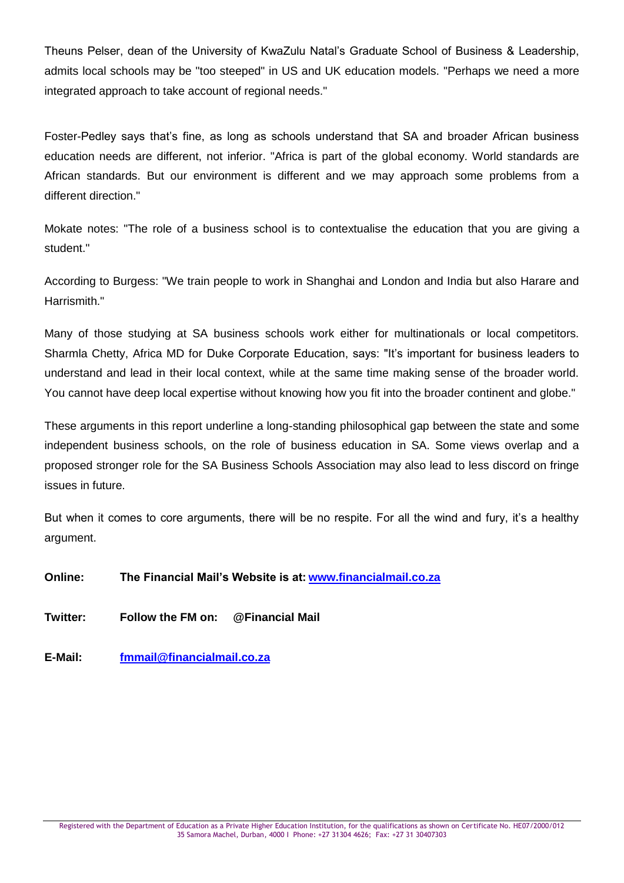Theuns Pelser, dean of the University of KwaZulu Natal's Graduate School of Business & Leadership, admits local schools may be "too steeped" in US and UK education models. "Perhaps we need a more integrated approach to take account of regional needs."

Foster-Pedley says that's fine, as long as schools understand that SA and broader African business education needs are different, not inferior. "Africa is part of the global economy. World standards are African standards. But our environment is different and we may approach some problems from a different direction."

Mokate notes: "The role of a business school is to contextualise the education that you are giving a student."

According to Burgess: "We train people to work in Shanghai and London and India but also Harare and Harrismith."

Many of those studying at SA business schools work either for multinationals or local competitors. Sharmla Chetty, Africa MD for Duke Corporate Education, says: "It's important for business leaders to understand and lead in their local context, while at the same time making sense of the broader world. You cannot have deep local expertise without knowing how you fit into the broader continent and globe."

These arguments in this report underline a long-standing philosophical gap between the state and some independent business schools, on the role of business education in SA. Some views overlap and a proposed stronger role for the SA Business Schools Association may also lead to less discord on fringe issues in future.

But when it comes to core arguments, there will be no respite. For all the wind and fury, it's a healthy argument.

**Online:** **The Financial Mail's Website is at: [www.financialmail.co.za](http://www.financialmail.co.za)**

**Twitter:** **Follow the FM on: @Financial Mail**

**E-Mail:** **[fmmail@financialmail.co.za](mailto:fmmail@financialmail.co.za)**